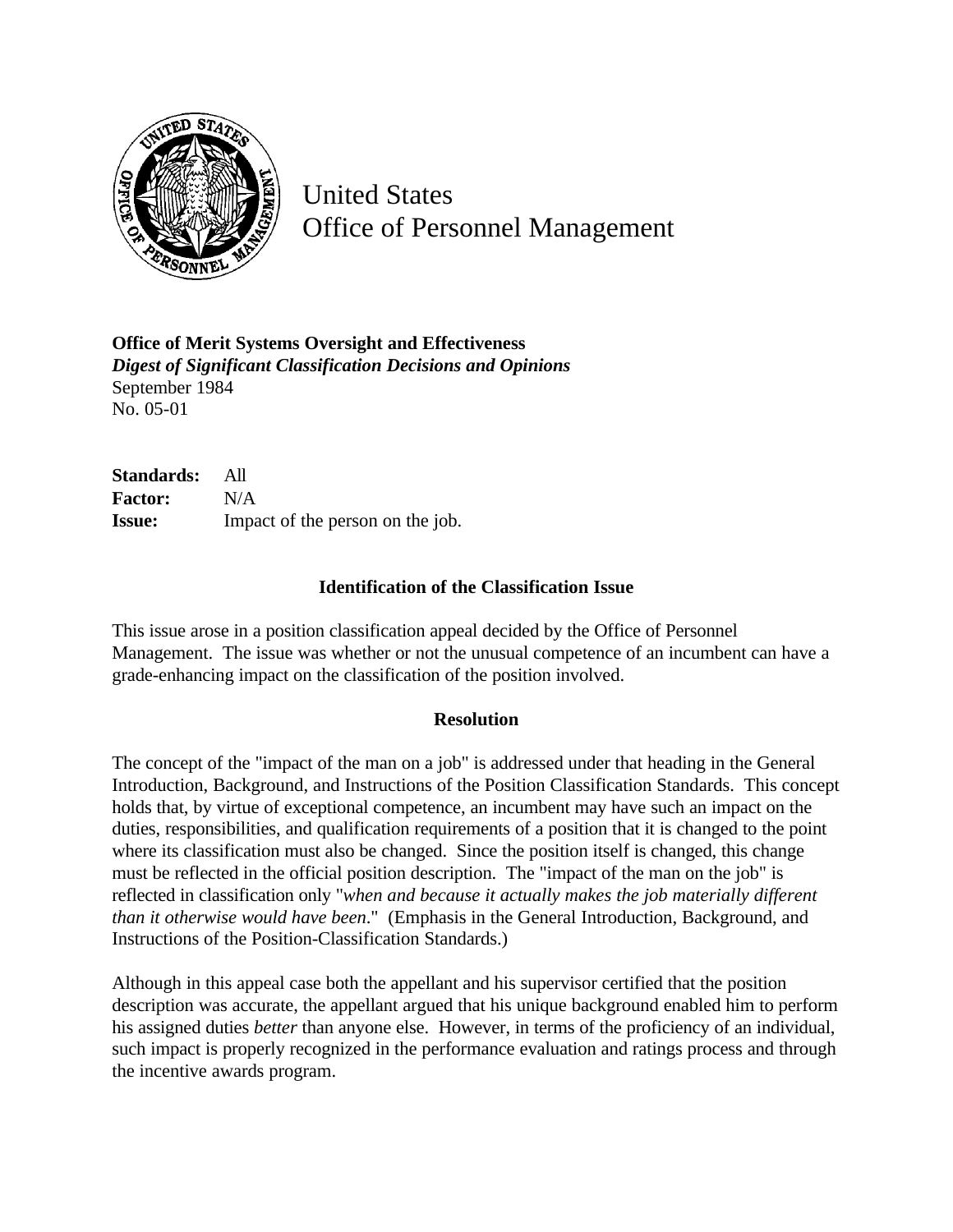United States
Office of Personnel Management

**Office of Merit Systems Oversight and Effectiveness**
***Digest of Significant Classification Decisions and Opinions***
September 1984
No. 05-01

**Standards:** All
**Factor:** N/A
**Issue:** Impact of the person on the job.

### Identification of the Classification Issue

This issue arose in a position classification appeal decided by the Office of Personnel Management. The issue was whether or not the unusual competence of an incumbent can have a grade-enhancing impact on the classification of the position involved.

### Resolution

The concept of the "impact of the man on a job" is addressed under that heading in the General Introduction, Background, and Instructions of the Position Classification Standards. This concept holds that, by virtue of exceptional competence, an incumbent may have such an impact on the duties, responsibilities, and qualification requirements of a position that it is changed to the point where its classification must also be changed. Since the position itself is changed, this change must be reflected in the official position description. The "impact of the man on the job" is reflected in classification only "*when and because it actually makes the job materially different than it otherwise would have been*." (Emphasis in the General Introduction, Background, and Instructions of the Position-Classification Standards.)

Although in this appeal case both the appellant and his supervisor certified that the position description was accurate, the appellant argued that his unique background enabled him to perform his assigned duties *better* than anyone else. However, in terms of the proficiency of an individual, such impact is properly recognized in the performance evaluation and ratings process and through the incentive awards program.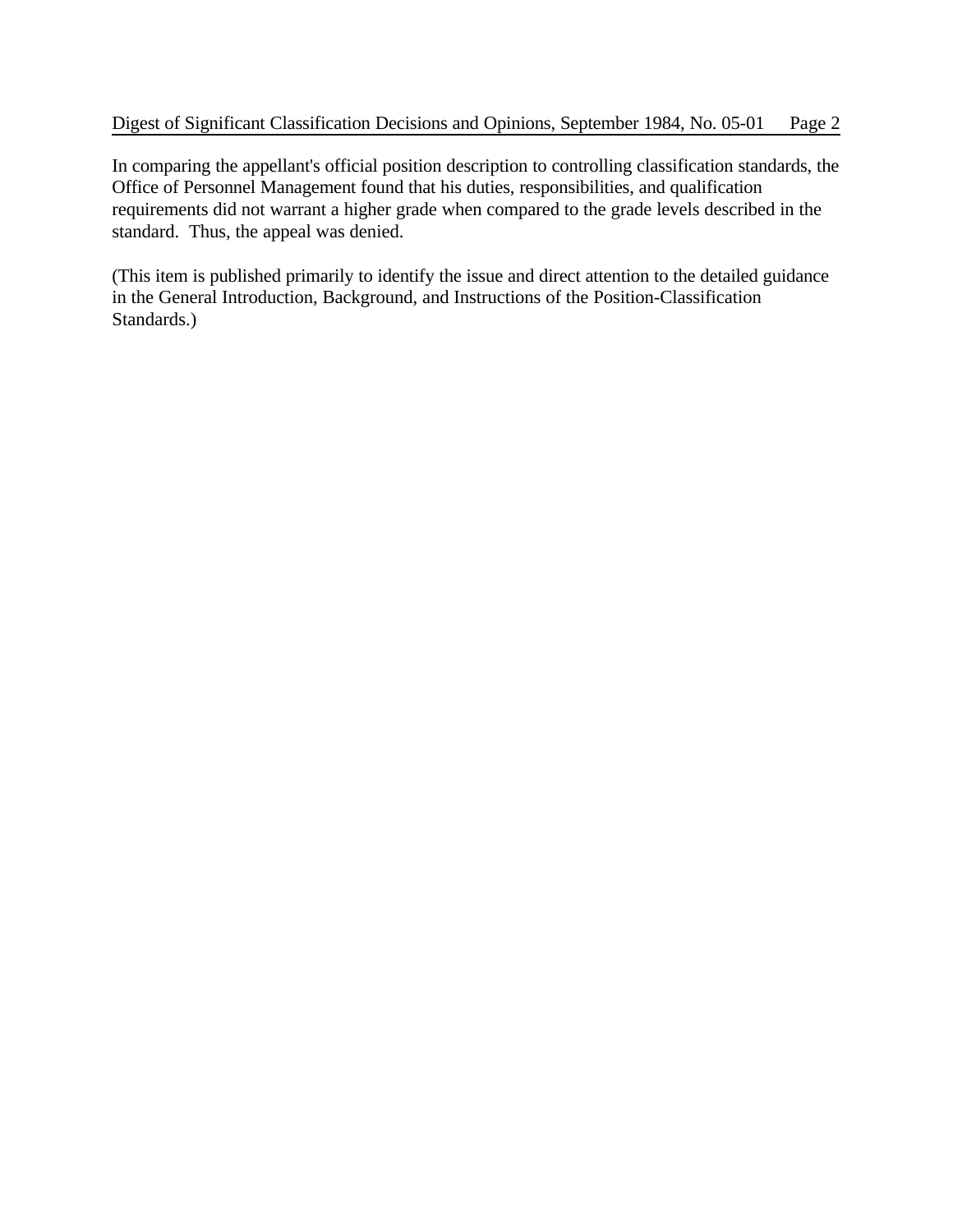In comparing the appellant's official position description to controlling classification standards, the Office of Personnel Management found that his duties, responsibilities, and qualification requirements did not warrant a higher grade when compared to the grade levels described in the standard. Thus, the appeal was denied.

(This item is published primarily to identify the issue and direct attention to the detailed guidance in the General Introduction, Background, and Instructions of the Position-Classification Standards.)